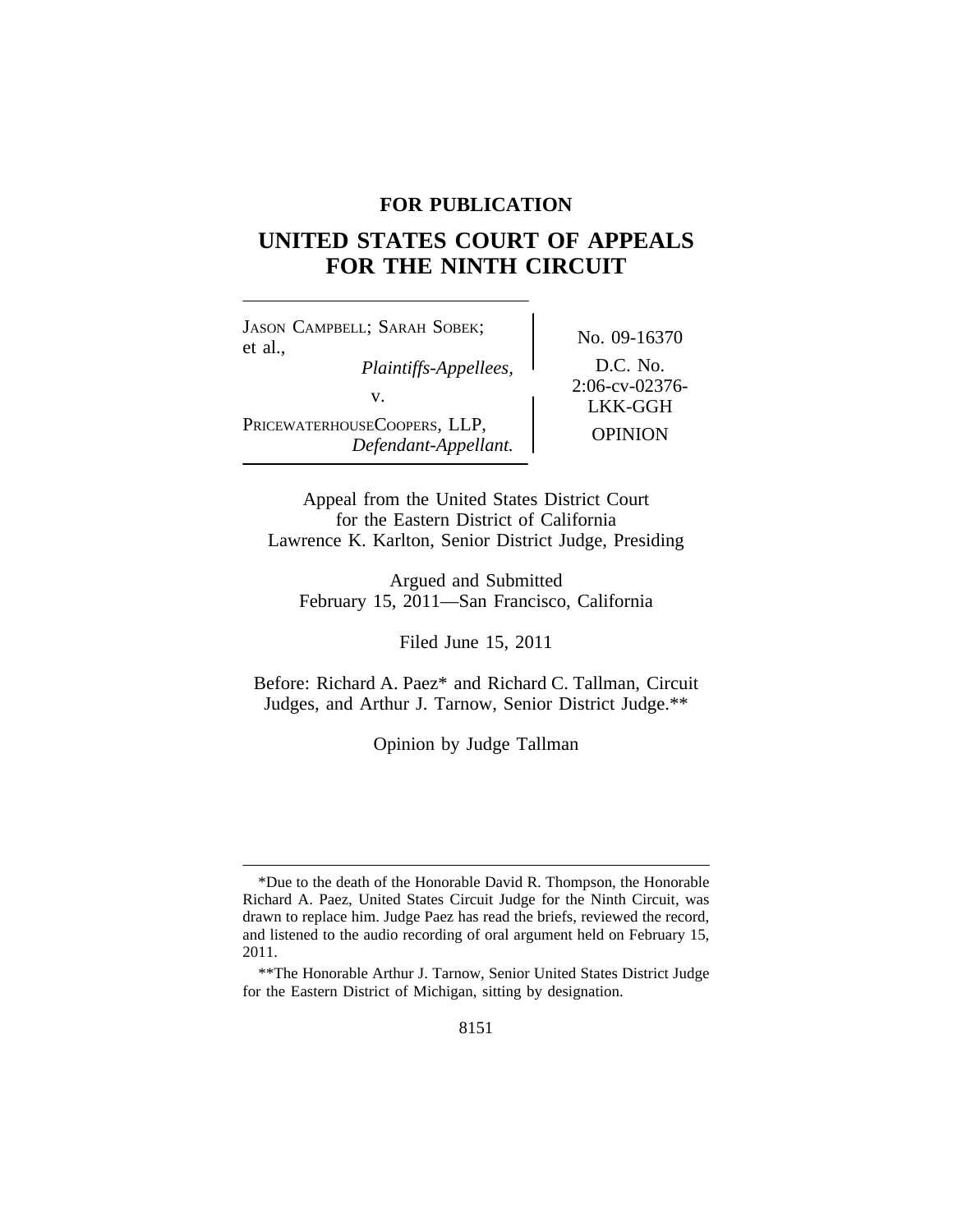**FOR PUBLICATION**

# UNITED STATES COURT OF APPEALS FOR THE NINTH CIRCUIT

| | |
|---|---|
| JASON CAMPBELL; SARAH SOBEK; et al., *Plaintiffs-Appellees,* v. PRICEWATERHOUSECOOPERS, LLP, *Defendant-Appellant.* | No. 09-16370 D.C. No. 2:06-cv-02376-LKK-GGH OPINION |

Appeal from the United States District Court for the Eastern District of California
Lawrence K. Karlton, Senior District Judge, Presiding

Argued and Submitted
February 15, 2011—San Francisco, California

Filed June 15, 2011

Before: Richard A. Paez* and Richard C. Tallman, Circuit Judges, and Arthur J. Tarnow, Senior District Judge.**

Opinion by Judge Tallman

---

*Due to the death of the Honorable David R. Thompson, the Honorable Richard A. Paez, United States Circuit Judge for the Ninth Circuit, was drawn to replace him. Judge Paez has read the briefs, reviewed the record, and listened to the audio recording of oral argument held on February 15, 2011.

**The Honorable Arthur J. Tarnow, Senior United States District Judge for the Eastern District of Michigan, sitting by designation.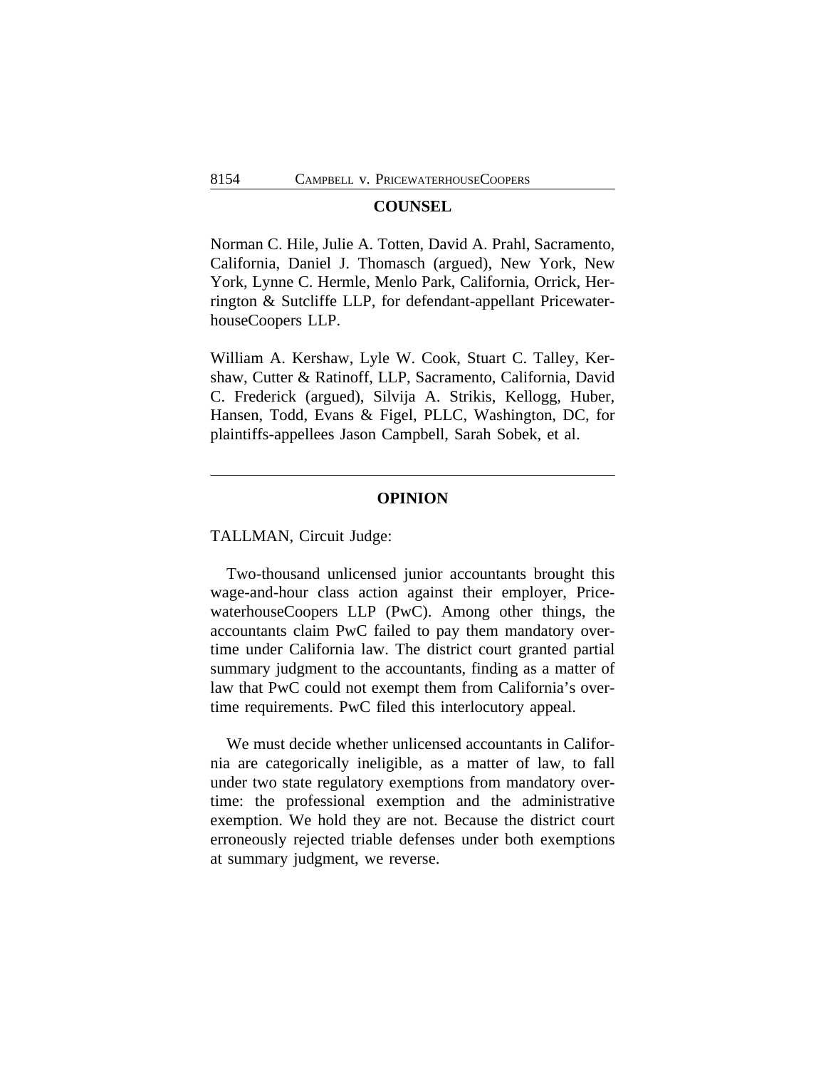## COUNSEL

Norman C. Hile, Julie A. Totten, David A. Prahl, Sacramento, California, Daniel J. Thomasch (argued), New York, New York, Lynne C. Hermle, Menlo Park, California, Orrick, Herrington & Sutcliffe LLP, for defendant-appellant PricewaterhouseCoopers LLP.

William A. Kershaw, Lyle W. Cook, Stuart C. Talley, Kershaw, Cutter & Ratinoff, LLP, Sacramento, California, David C. Frederick (argued), Silvija A. Strikis, Kellogg, Huber, Hansen, Todd, Evans & Figel, PLLC, Washington, DC, for plaintiffs-appellees Jason Campbell, Sarah Sobek, et al.

---

## OPINION

TALLMAN, Circuit Judge:

Two-thousand unlicensed junior accountants brought this wage-and-hour class action against their employer, PricewaterhouseCoopers LLP (PwC). Among other things, the accountants claim PwC failed to pay them mandatory overtime under California law. The district court granted partial summary judgment to the accountants, finding as a matter of law that PwC could not exempt them from California's overtime requirements. PwC filed this interlocutory appeal.

We must decide whether unlicensed accountants in California are categorically ineligible, as a matter of law, to fall under two state regulatory exemptions from mandatory overtime: the professional exemption and the administrative exemption. We hold they are not. Because the district court erroneously rejected triable defenses under both exemptions at summary judgment, we reverse.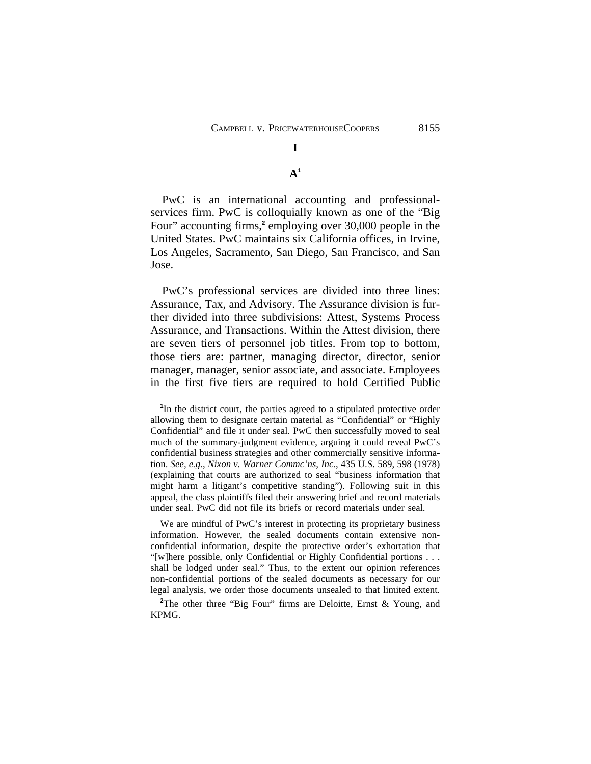# I

## A[1]

PwC is an international accounting and professional-services firm. PwC is colloquially known as one of the "Big Four" accounting firms,[2] employing over 30,000 people in the United States. PwC maintains six California offices, in Irvine, Los Angeles, Sacramento, San Diego, San Francisco, and San Jose.

PwC's professional services are divided into three lines: Assurance, Tax, and Advisory. The Assurance division is further divided into three subdivisions: Attest, Systems Process Assurance, and Transactions. Within the Attest division, there are seven tiers of personnel job titles. From top to bottom, those tiers are: partner, managing director, director, senior manager, manager, senior associate, and associate. Employees in the first five tiers are required to hold Certified Public

---

[1] In the district court, the parties agreed to a stipulated protective order allowing them to designate certain material as "Confidential" or "Highly Confidential" and file it under seal. PwC then successfully moved to seal much of the summary-judgment evidence, arguing it could reveal PwC's confidential business strategies and other commercially sensitive information. *See, e.g.*, *Nixon v. Warner Commc'ns, Inc.*, 435 U.S. 589, 598 (1978) (explaining that courts are authorized to seal "business information that might harm a litigant's competitive standing"). Following suit in this appeal, the class plaintiffs filed their answering brief and record materials under seal. PwC did not file its briefs or record materials under seal.

We are mindful of PwC's interest in protecting its proprietary business information. However, the sealed documents contain extensive non-confidential information, despite the protective order's exhortation that "[w]here possible, only Confidential or Highly Confidential portions . . . shall be lodged under seal." Thus, to the extent our opinion references non-confidential portions of the sealed documents as necessary for our legal analysis, we order those documents unsealed to that limited extent.

[2] The other three "Big Four" firms are Deloitte, Ernst & Young, and KPMG.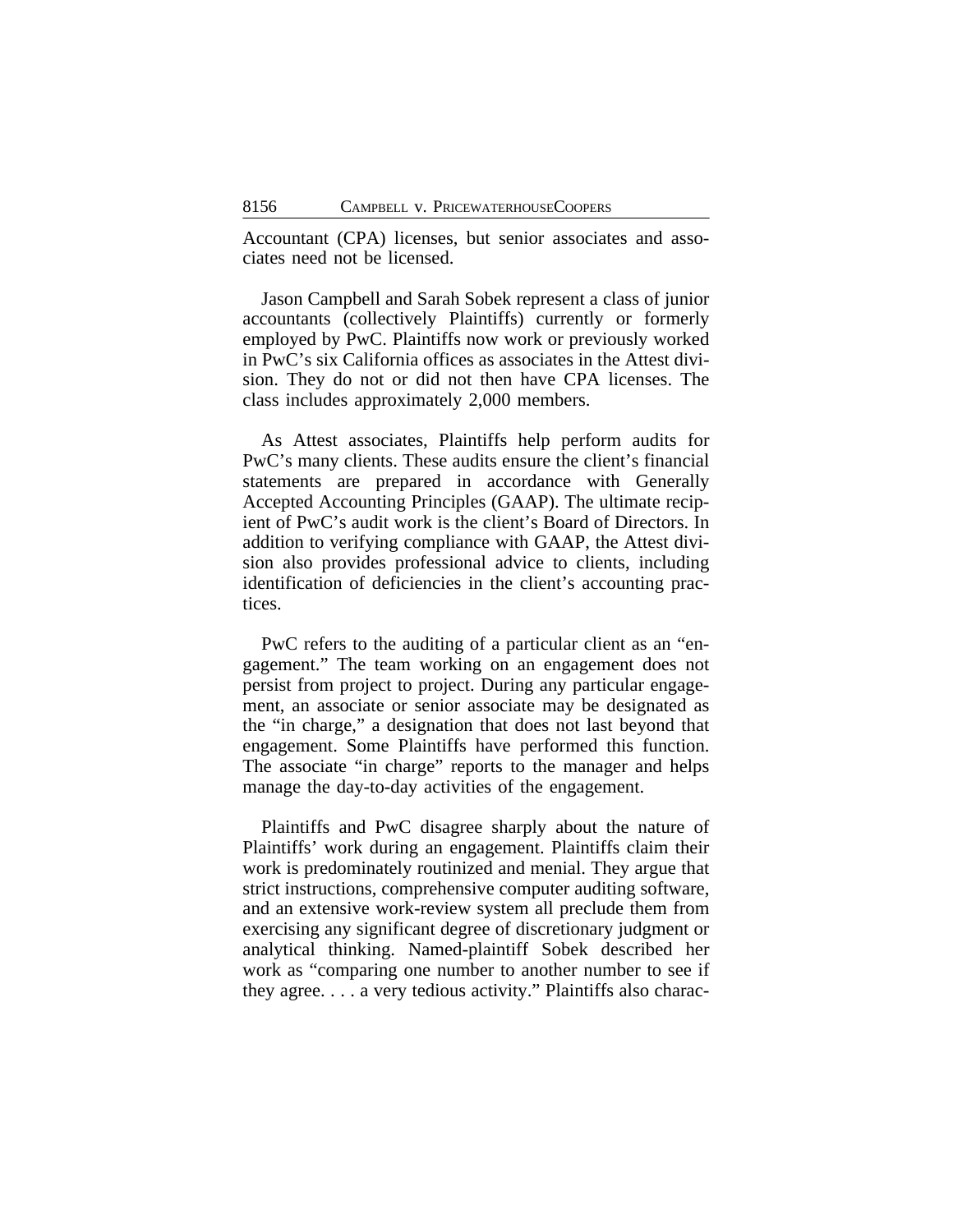Accountant (CPA) licenses, but senior associates and associates need not be licensed.

Jason Campbell and Sarah Sobek represent a class of junior accountants (collectively Plaintiffs) currently or formerly employed by PwC. Plaintiffs now work or previously worked in PwC's six California offices as associates in the Attest division. They do not or did not then have CPA licenses. The class includes approximately 2,000 members.

As Attest associates, Plaintiffs help perform audits for PwC's many clients. These audits ensure the client's financial statements are prepared in accordance with Generally Accepted Accounting Principles (GAAP). The ultimate recipient of PwC's audit work is the client's Board of Directors. In addition to verifying compliance with GAAP, the Attest division also provides professional advice to clients, including identification of deficiencies in the client's accounting practices.

PwC refers to the auditing of a particular client as an "engagement." The team working on an engagement does not persist from project to project. During any particular engagement, an associate or senior associate may be designated as the "in charge," a designation that does not last beyond that engagement. Some Plaintiffs have performed this function. The associate "in charge" reports to the manager and helps manage the day-to-day activities of the engagement.

Plaintiffs and PwC disagree sharply about the nature of Plaintiffs' work during an engagement. Plaintiffs claim their work is predominately routinized and menial. They argue that strict instructions, comprehensive computer auditing software, and an extensive work-review system all preclude them from exercising any significant degree of discretionary judgment or analytical thinking. Named-plaintiff Sobek described her work as "comparing one number to another number to see if they agree. . . . a very tedious activity." Plaintiffs also charac-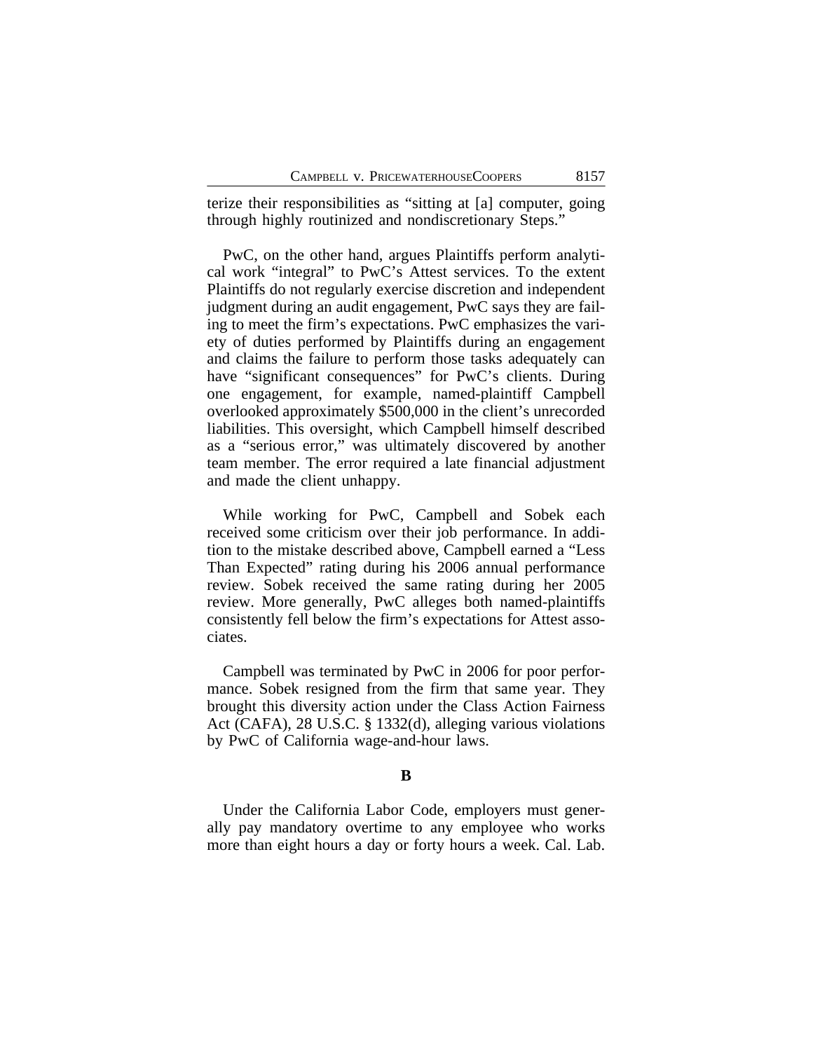terize their responsibilities as "sitting at [a] computer, going through highly routinized and nondiscretionary Steps."

PwC, on the other hand, argues Plaintiffs perform analytical work "integral" to PwC's Attest services. To the extent Plaintiffs do not regularly exercise discretion and independent judgment during an audit engagement, PwC says they are failing to meet the firm's expectations. PwC emphasizes the variety of duties performed by Plaintiffs during an engagement and claims the failure to perform those tasks adequately can have "significant consequences" for PwC's clients. During one engagement, for example, named-plaintiff Campbell overlooked approximately $500,000 in the client's unrecorded liabilities. This oversight, which Campbell himself described as a "serious error," was ultimately discovered by another team member. The error required a late financial adjustment and made the client unhappy.

While working for PwC, Campbell and Sobek each received some criticism over their job performance. In addition to the mistake described above, Campbell earned a "Less Than Expected" rating during his 2006 annual performance review. Sobek received the same rating during her 2005 review. More generally, PwC alleges both named-plaintiffs consistently fell below the firm's expectations for Attest associates.

Campbell was terminated by PwC in 2006 for poor performance. Sobek resigned from the firm that same year. They brought this diversity action under the Class Action Fairness Act (CAFA), 28 U.S.C. § 1332(d), alleging various violations by PwC of California wage-and-hour laws.

**B**

Under the California Labor Code, employers must generally pay mandatory overtime to any employee who works more than eight hours a day or forty hours a week. Cal. Lab.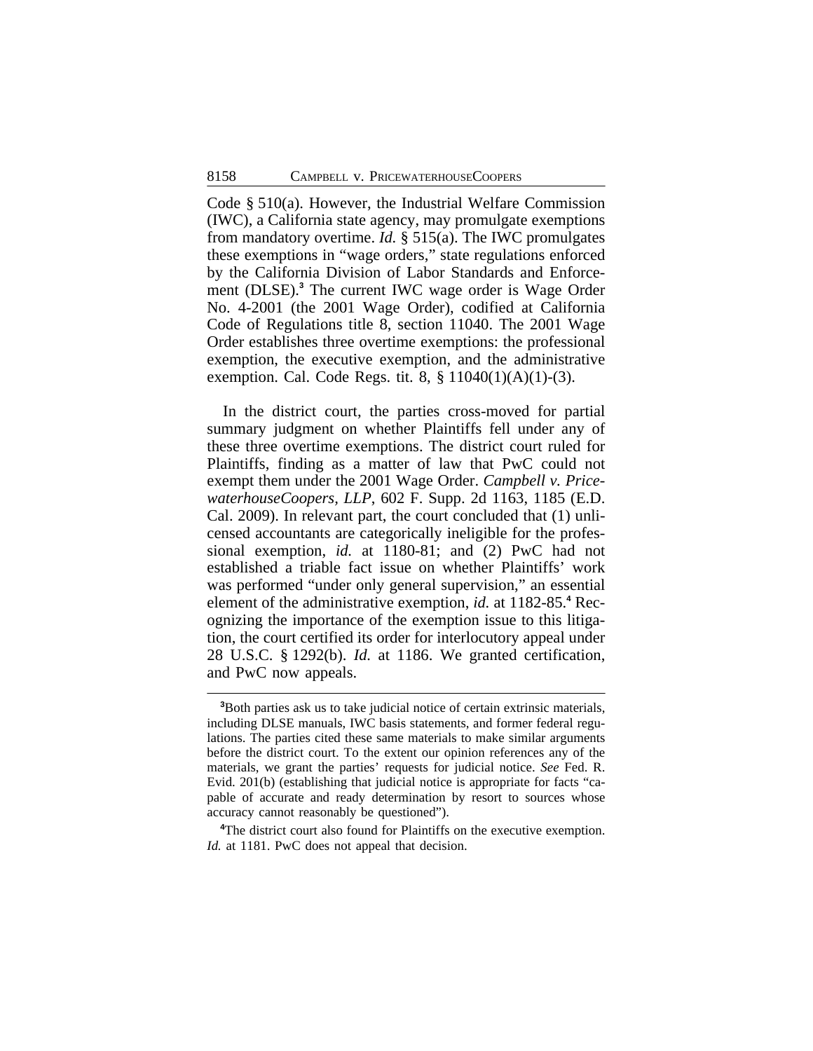Code § 510(a). However, the Industrial Welfare Commission (IWC), a California state agency, may promulgate exemptions from mandatory overtime. *Id.* § 515(a). The IWC promulgates these exemptions in "wage orders," state regulations enforced by the California Division of Labor Standards and Enforcement (DLSE).[3] The current IWC wage order is Wage Order No. 4-2001 (the 2001 Wage Order), codified at California Code of Regulations title 8, section 11040. The 2001 Wage Order establishes three overtime exemptions: the professional exemption, the executive exemption, and the administrative exemption. Cal. Code Regs. tit. 8, § 11040(1)(A)(1)-(3).

In the district court, the parties cross-moved for partial summary judgment on whether Plaintiffs fell under any of these three overtime exemptions. The district court ruled for Plaintiffs, finding as a matter of law that PwC could not exempt them under the 2001 Wage Order. *Campbell v. PricewaterhouseCoopers, LLP*, 602 F. Supp. 2d 1163, 1185 (E.D. Cal. 2009). In relevant part, the court concluded that (1) unlicensed accountants are categorically ineligible for the professional exemption, *id.* at 1180-81; and (2) PwC had not established a triable fact issue on whether Plaintiffs' work was performed "under only general supervision," an essential element of the administrative exemption, *id.* at 1182-85.[4] Recognizing the importance of the exemption issue to this litigation, the court certified its order for interlocutory appeal under 28 U.S.C. § 1292(b). *Id.* at 1186. We granted certification, and PwC now appeals.

---

[3] Both parties ask us to take judicial notice of certain extrinsic materials, including DLSE manuals, IWC basis statements, and former federal regulations. The parties cited these same materials to make similar arguments before the district court. To the extent our opinion references any of the materials, we grant the parties' requests for judicial notice. *See* Fed. R. Evid. 201(b) (establishing that judicial notice is appropriate for facts "capable of accurate and ready determination by resort to sources whose accuracy cannot reasonably be questioned").

[4] The district court also found for Plaintiffs on the executive exemption. *Id.* at 1181. PwC does not appeal that decision.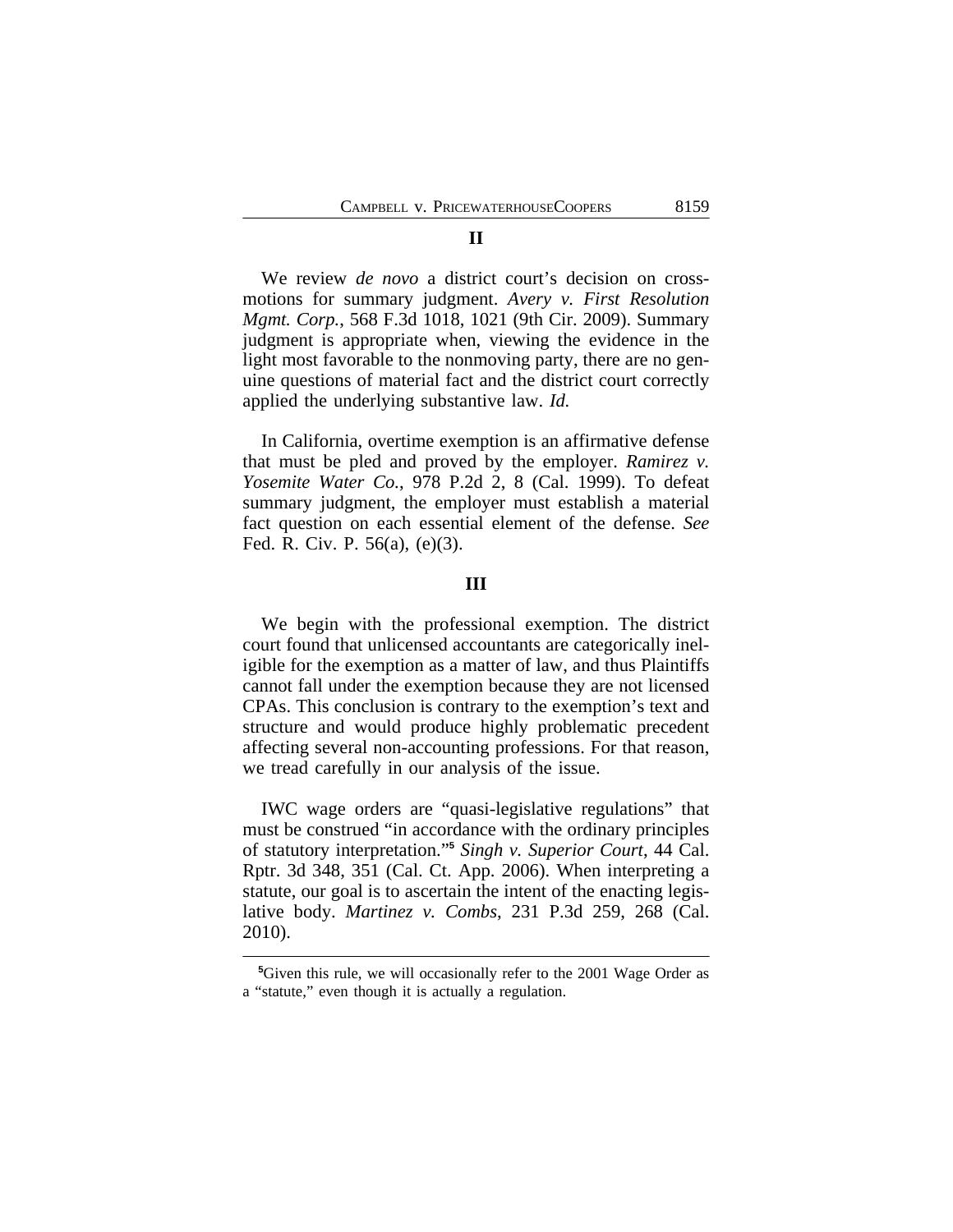## II

We review *de novo* a district court's decision on cross-motions for summary judgment. *Avery v. First Resolution Mgmt. Corp.*, 568 F.3d 1018, 1021 (9th Cir. 2009). Summary judgment is appropriate when, viewing the evidence in the light most favorable to the nonmoving party, there are no genuine questions of material fact and the district court correctly applied the underlying substantive law. *Id.*

In California, overtime exemption is an affirmative defense that must be pled and proved by the employer. *Ramirez v. Yosemite Water Co.*, 978 P.2d 2, 8 (Cal. 1999). To defeat summary judgment, the employer must establish a material fact question on each essential element of the defense. *See* Fed. R. Civ. P. 56(a), (e)(3).

## III

We begin with the professional exemption. The district court found that unlicensed accountants are categorically ineligible for the exemption as a matter of law, and thus Plaintiffs cannot fall under the exemption because they are not licensed CPAs. This conclusion is contrary to the exemption's text and structure and would produce highly problematic precedent affecting several non-accounting professions. For that reason, we tread carefully in our analysis of the issue.

IWC wage orders are "quasi-legislative regulations" that must be construed "in accordance with the ordinary principles of statutory interpretation."[5] *Singh v. Superior Court,* 44 Cal. Rptr. 3d 348, 351 (Cal. Ct. App. 2006). When interpreting a statute, our goal is to ascertain the intent of the enacting legislative body. *Martinez v. Combs*, 231 P.3d 259, 268 (Cal. 2010).

[5]Given this rule, we will occasionally refer to the 2001 Wage Order as a "statute," even though it is actually a regulation.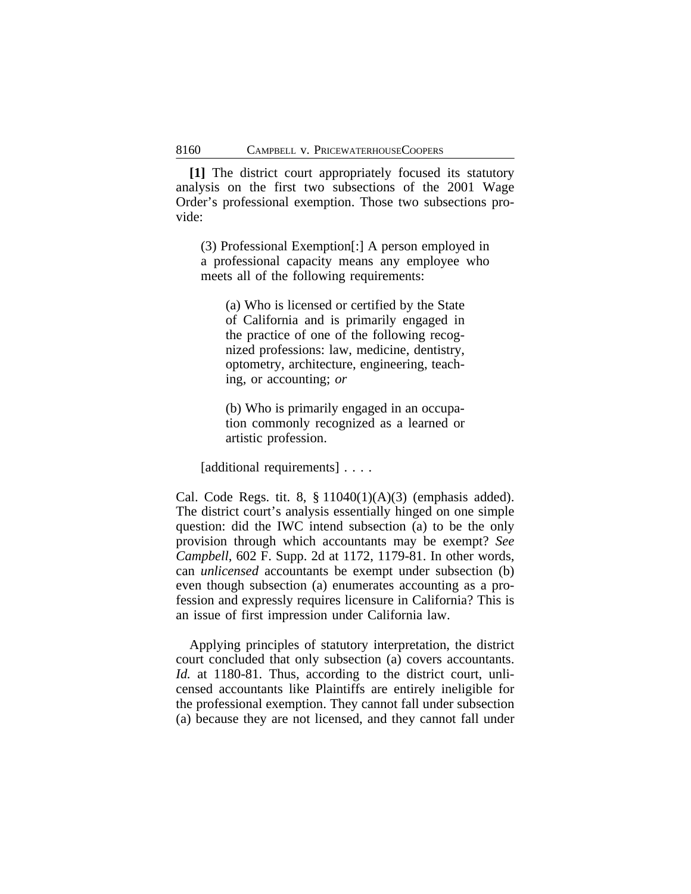**[1]** The district court appropriately focused its statutory analysis on the first two subsections of the 2001 Wage Order's professional exemption. Those two subsections provide:

> (3) Professional Exemption[:] A person employed in a professional capacity means any employee who meets all of the following requirements:
>
> > (a) Who is licensed or certified by the State of California and is primarily engaged in the practice of one of the following recognized professions: law, medicine, dentistry, optometry, architecture, engineering, teaching, or accounting; *or*
> >
> > (b) Who is primarily engaged in an occupation commonly recognized as a learned or artistic profession.
>
> [additional requirements] . . . .

Cal. Code Regs. tit. 8, § 11040(1)(A)(3) (emphasis added). The district court's analysis essentially hinged on one simple question: did the IWC intend subsection (a) to be the only provision through which accountants may be exempt? *See Campbell*, 602 F. Supp. 2d at 1172, 1179-81. In other words, can *unlicensed* accountants be exempt under subsection (b) even though subsection (a) enumerates accounting as a profession and expressly requires licensure in California? This is an issue of first impression under California law.

Applying principles of statutory interpretation, the district court concluded that only subsection (a) covers accountants. *Id.* at 1180-81. Thus, according to the district court, unlicensed accountants like Plaintiffs are entirely ineligible for the professional exemption. They cannot fall under subsection (a) because they are not licensed, and they cannot fall under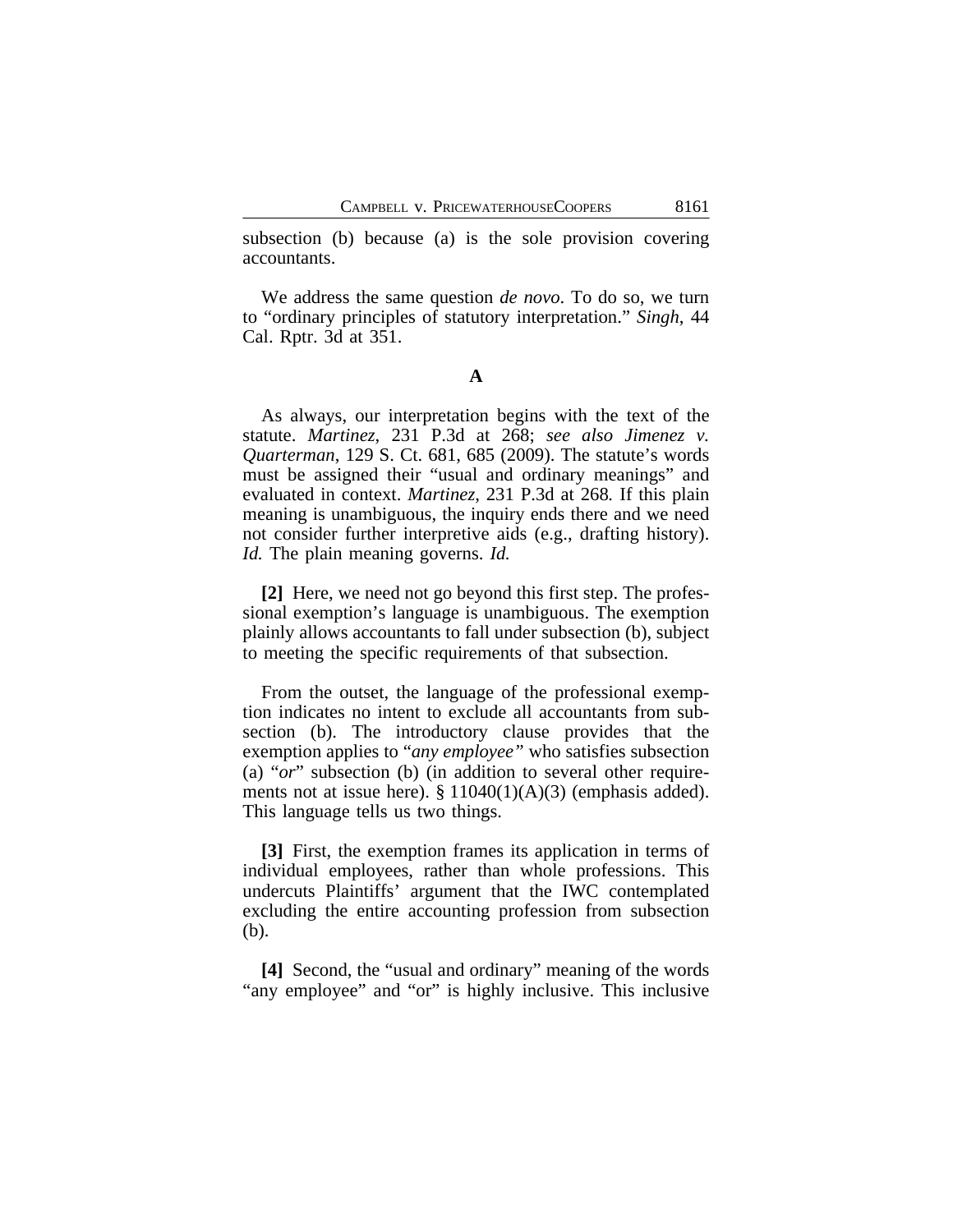subsection (b) because (a) is the sole provision covering accountants.

We address the same question *de novo*. To do so, we turn to "ordinary principles of statutory interpretation." *Singh*, 44 Cal. Rptr. 3d at 351.

### A

As always, our interpretation begins with the text of the statute. *Martinez*, 231 P.3d at 268; *see also Jimenez v. Quarterman*, 129 S. Ct. 681, 685 (2009). The statute's words must be assigned their "usual and ordinary meanings" and evaluated in context. *Martinez*, 231 P.3d at 268*.* If this plain meaning is unambiguous, the inquiry ends there and we need not consider further interpretive aids (e.g., drafting history). *Id.* The plain meaning governs. *Id.*

**[2]** Here, we need not go beyond this first step. The professional exemption's language is unambiguous. The exemption plainly allows accountants to fall under subsection (b), subject to meeting the specific requirements of that subsection.

From the outset, the language of the professional exemption indicates no intent to exclude all accountants from subsection (b). The introductory clause provides that the exemption applies to "*any employee"* who satisfies subsection (a) "*or*" subsection (b) (in addition to several other requirements not at issue here). § 11040(1)(A)(3) (emphasis added). This language tells us two things.

**[3]** First, the exemption frames its application in terms of individual employees, rather than whole professions. This undercuts Plaintiffs' argument that the IWC contemplated excluding the entire accounting profession from subsection (b).

**[4]** Second, the "usual and ordinary" meaning of the words "any employee" and "or" is highly inclusive. This inclusive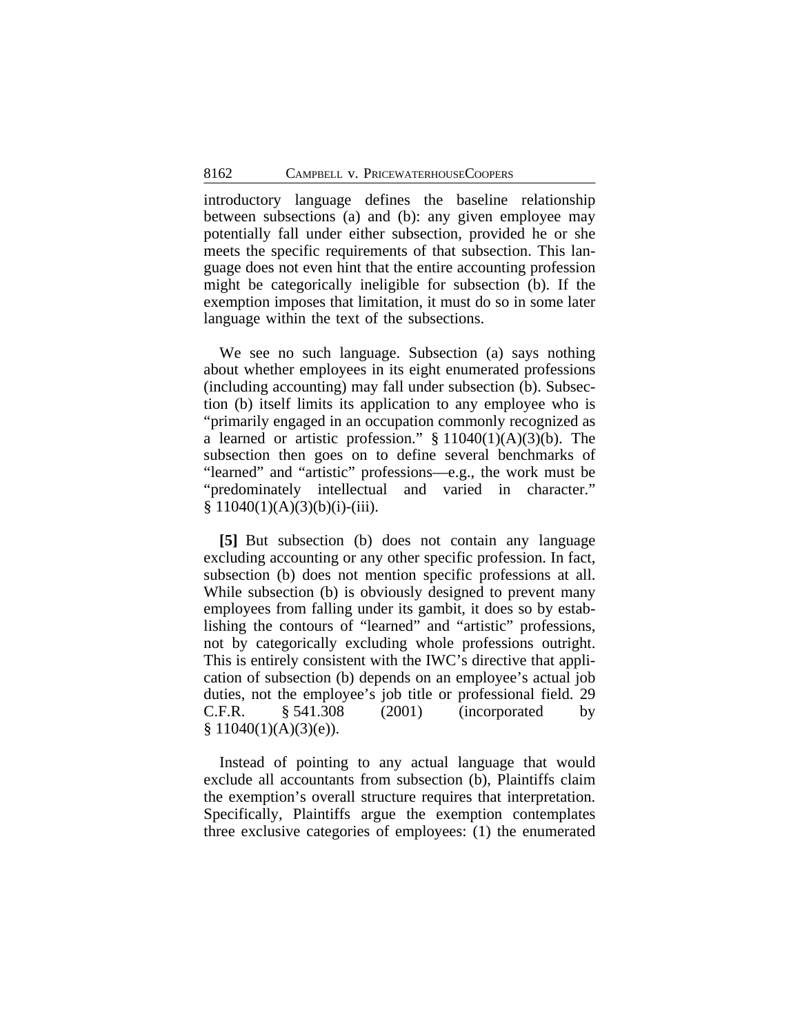introductory language defines the baseline relationship between subsections (a) and (b): any given employee may potentially fall under either subsection, provided he or she meets the specific requirements of that subsection. This language does not even hint that the entire accounting profession might be categorically ineligible for subsection (b). If the exemption imposes that limitation, it must do so in some later language within the text of the subsections.

We see no such language. Subsection (a) says nothing about whether employees in its eight enumerated professions (including accounting) may fall under subsection (b). Subsection (b) itself limits its application to any employee who is "primarily engaged in an occupation commonly recognized as a learned or artistic profession." § 11040(1)(A)(3)(b). The subsection then goes on to define several benchmarks of "learned" and "artistic" professions—e.g., the work must be "predominately intellectual and varied in character." § 11040(1)(A)(3)(b)(i)-(iii).

**[5]** But subsection (b) does not contain any language excluding accounting or any other specific profession. In fact, subsection (b) does not mention specific professions at all. While subsection (b) is obviously designed to prevent many employees from falling under its gambit, it does so by establishing the contours of "learned" and "artistic" professions, not by categorically excluding whole professions outright. This is entirely consistent with the IWC's directive that application of subsection (b) depends on an employee's actual job duties, not the employee's job title or professional field. 29 C.F.R. § 541.308 (2001) (incorporated by § 11040(1)(A)(3)(e)).

Instead of pointing to any actual language that would exclude all accountants from subsection (b), Plaintiffs claim the exemption's overall structure requires that interpretation. Specifically, Plaintiffs argue the exemption contemplates three exclusive categories of employees: (1) the enumerated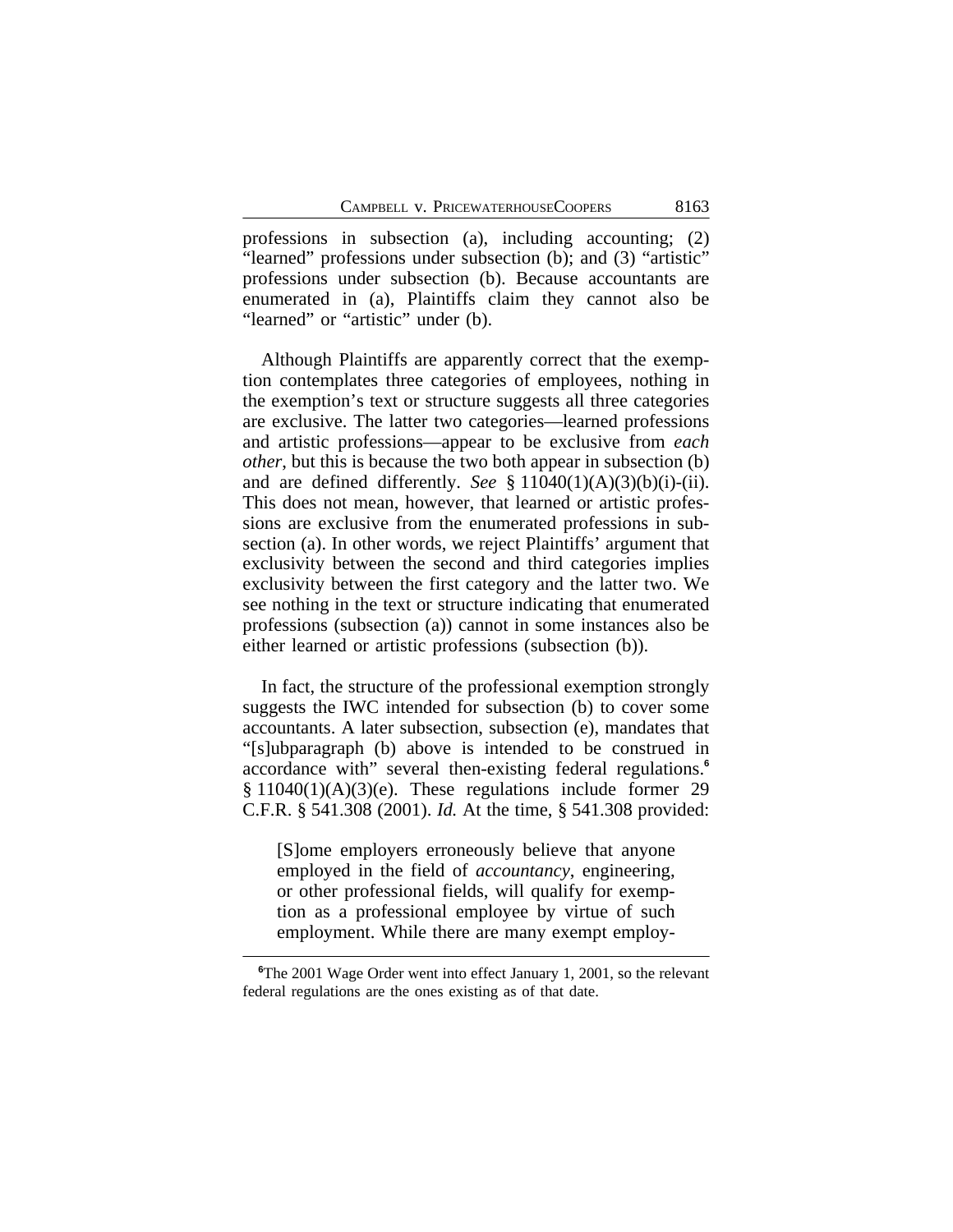professions in subsection (a), including accounting; (2) "learned" professions under subsection (b); and (3) "artistic" professions under subsection (b). Because accountants are enumerated in (a), Plaintiffs claim they cannot also be "learned" or "artistic" under (b).

Although Plaintiffs are apparently correct that the exemption contemplates three categories of employees, nothing in the exemption's text or structure suggests all three categories are exclusive. The latter two categories—learned professions and artistic professions—appear to be exclusive from *each other*, but this is because the two both appear in subsection (b) and are defined differently. *See* § 11040(1)(A)(3)(b)(i)-(ii). This does not mean, however, that learned or artistic professions are exclusive from the enumerated professions in subsection (a). In other words, we reject Plaintiffs' argument that exclusivity between the second and third categories implies exclusivity between the first category and the latter two. We see nothing in the text or structure indicating that enumerated professions (subsection (a)) cannot in some instances also be either learned or artistic professions (subsection (b)).

In fact, the structure of the professional exemption strongly suggests the IWC intended for subsection (b) to cover some accountants. A later subsection, subsection (e), mandates that "[s]ubparagraph (b) above is intended to be construed in accordance with" several then-existing federal regulations.[6] § 11040(1)(A)(3)(e). These regulations include former 29 C.F.R. § 541.308 (2001). *Id.* At the time, § 541.308 provided:

> [S]ome employers erroneously believe that anyone employed in the field of *accountancy*, engineering, or other professional fields, will qualify for exemption as a professional employee by virtue of such employment. While there are many exempt employ-

[6]The 2001 Wage Order went into effect January 1, 2001, so the relevant federal regulations are the ones existing as of that date.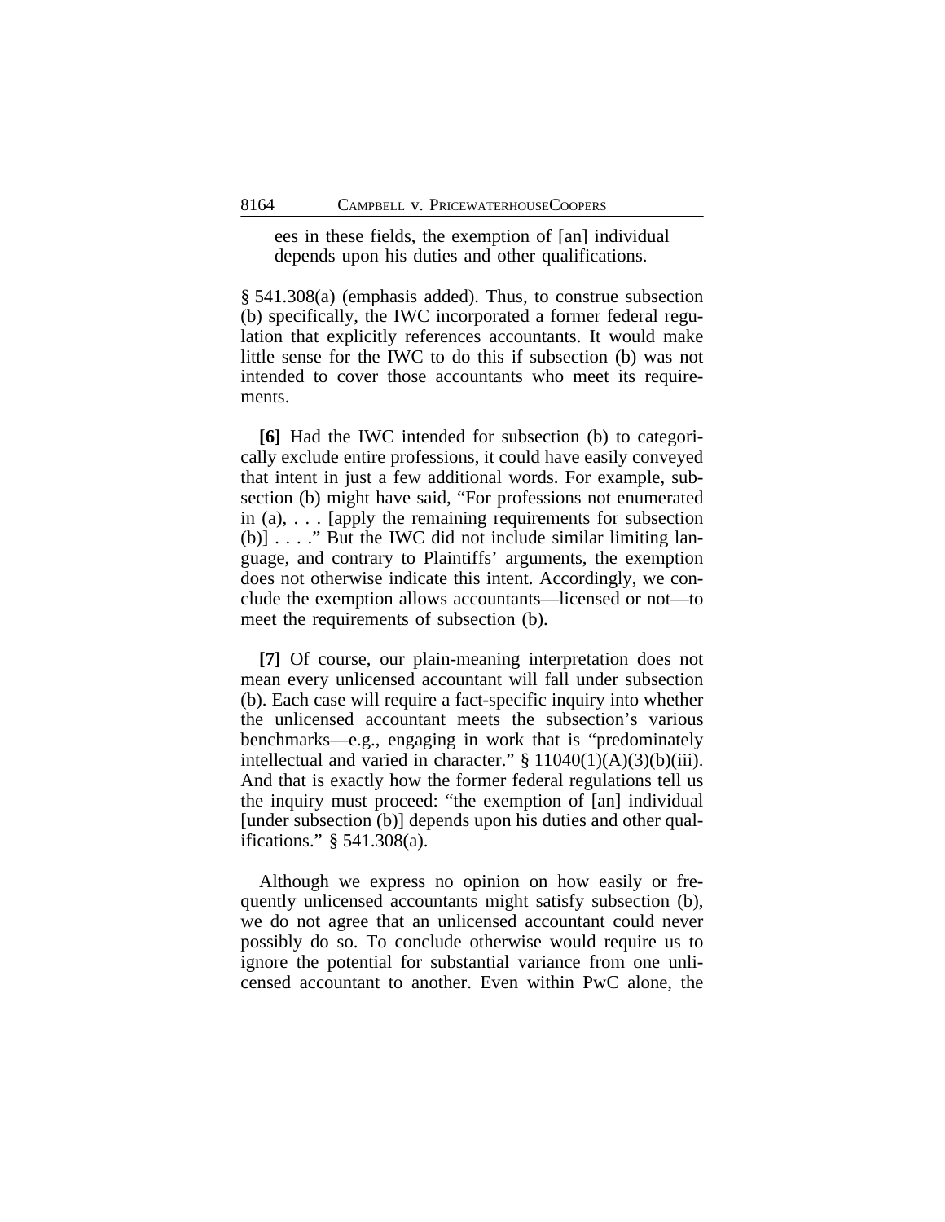> ees in these fields, the exemption of [an] individual depends upon his duties and other qualifications.

§ 541.308(a) (emphasis added). Thus, to construe subsection (b) specifically, the IWC incorporated a former federal regulation that explicitly references accountants. It would make little sense for the IWC to do this if subsection (b) was not intended to cover those accountants who meet its requirements.

**[6]** Had the IWC intended for subsection (b) to categorically exclude entire professions, it could have easily conveyed that intent in just a few additional words. For example, subsection (b) might have said, "For professions not enumerated in (a), . . . [apply the remaining requirements for subsection (b)] . . . ." But the IWC did not include similar limiting language, and contrary to Plaintiffs' arguments, the exemption does not otherwise indicate this intent. Accordingly, we conclude the exemption allows accountants—licensed or not—to meet the requirements of subsection (b).

**[7]** Of course, our plain-meaning interpretation does not mean every unlicensed accountant will fall under subsection (b). Each case will require a fact-specific inquiry into whether the unlicensed accountant meets the subsection's various benchmarks—e.g., engaging in work that is "predominately intellectual and varied in character." § 11040(1)(A)(3)(b)(iii). And that is exactly how the former federal regulations tell us the inquiry must proceed: "the exemption of [an] individual [under subsection (b)] depends upon his duties and other qualifications." § 541.308(a).

Although we express no opinion on how easily or frequently unlicensed accountants might satisfy subsection (b), we do not agree that an unlicensed accountant could never possibly do so. To conclude otherwise would require us to ignore the potential for substantial variance from one unlicensed accountant to another. Even within PwC alone, the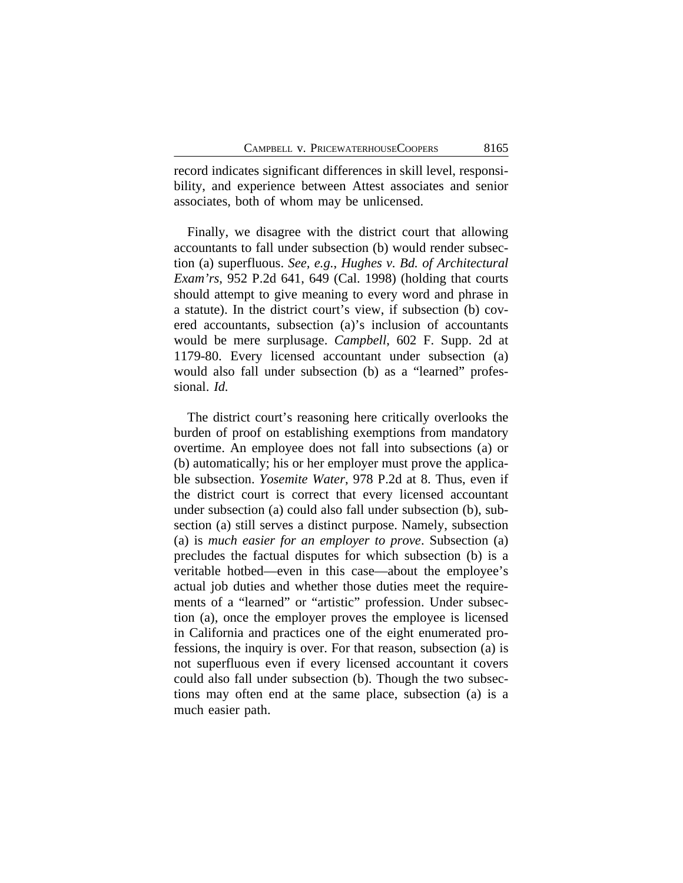record indicates significant differences in skill level, responsibility, and experience between Attest associates and senior associates, both of whom may be unlicensed.

Finally, we disagree with the district court that allowing accountants to fall under subsection (b) would render subsection (a) superfluous. *See, e.g.*, *Hughes v. Bd. of Architectural Exam'rs*, 952 P.2d 641, 649 (Cal. 1998) (holding that courts should attempt to give meaning to every word and phrase in a statute). In the district court's view, if subsection (b) covered accountants, subsection (a)'s inclusion of accountants would be mere surplusage. *Campbell*, 602 F. Supp. 2d at 1179-80. Every licensed accountant under subsection (a) would also fall under subsection (b) as a "learned" professional. *Id.*

The district court's reasoning here critically overlooks the burden of proof on establishing exemptions from mandatory overtime. An employee does not fall into subsections (a) or (b) automatically; his or her employer must prove the applicable subsection. *Yosemite Water*, 978 P.2d at 8. Thus, even if the district court is correct that every licensed accountant under subsection (a) could also fall under subsection (b), subsection (a) still serves a distinct purpose. Namely, subsection (a) is *much easier for an employer to prove*. Subsection (a) precludes the factual disputes for which subsection (b) is a veritable hotbed—even in this case—about the employee's actual job duties and whether those duties meet the requirements of a "learned" or "artistic" profession. Under subsection (a), once the employer proves the employee is licensed in California and practices one of the eight enumerated professions, the inquiry is over. For that reason, subsection (a) is not superfluous even if every licensed accountant it covers could also fall under subsection (b). Though the two subsections may often end at the same place, subsection (a) is a much easier path.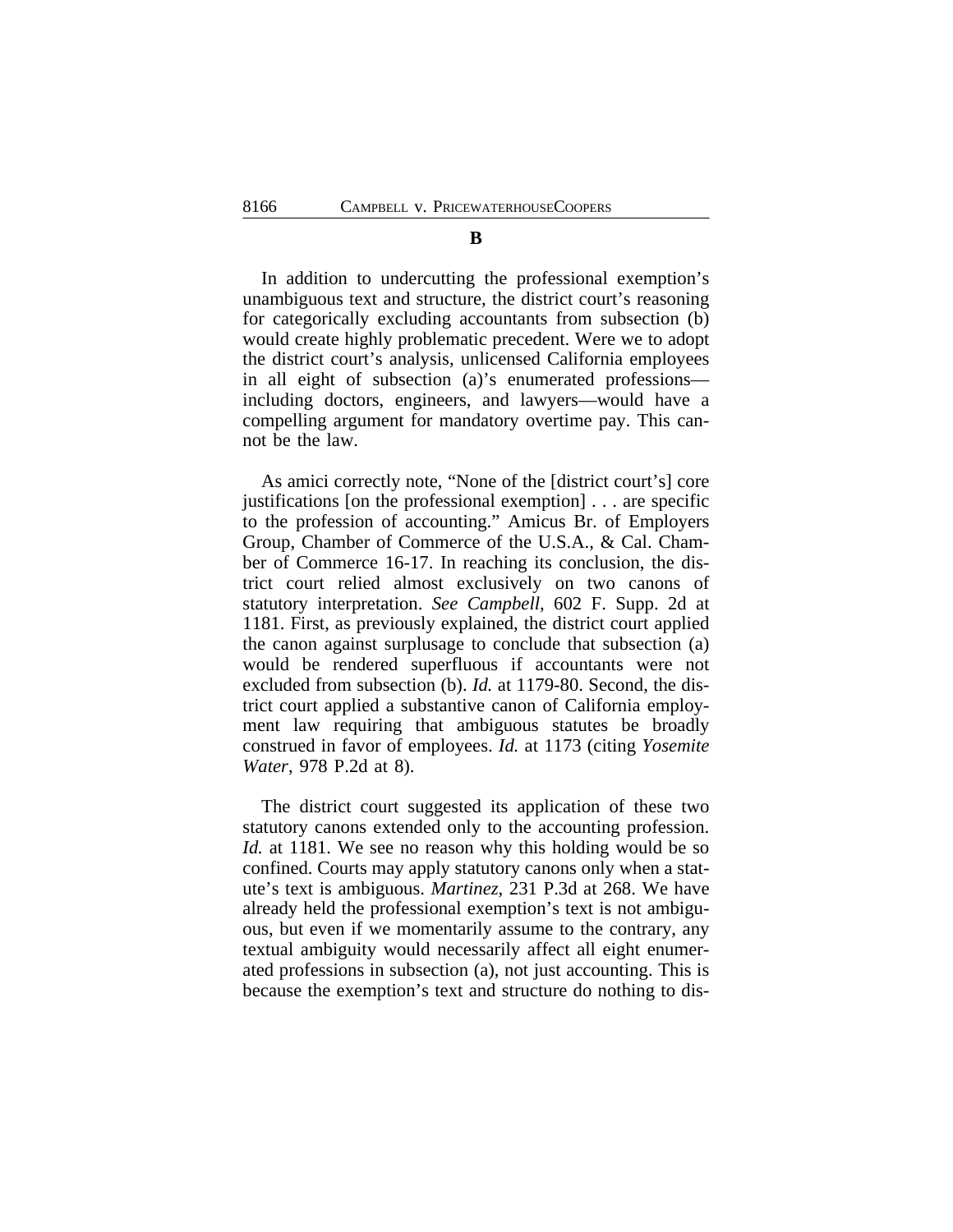**B**

In addition to undercutting the professional exemption's unambiguous text and structure, the district court's reasoning for categorically excluding accountants from subsection (b) would create highly problematic precedent. Were we to adopt the district court's analysis, unlicensed California employees in all eight of subsection (a)'s enumerated professions—including doctors, engineers, and lawyers—would have a compelling argument for mandatory overtime pay. This cannot be the law.

As amici correctly note, "None of the [district court's] core justifications [on the professional exemption] . . . are specific to the profession of accounting." Amicus Br. of Employers Group, Chamber of Commerce of the U.S.A., & Cal. Chamber of Commerce 16-17. In reaching its conclusion, the district court relied almost exclusively on two canons of statutory interpretation. *See Campbell*, 602 F. Supp. 2d at 1181. First, as previously explained, the district court applied the canon against surplusage to conclude that subsection (a) would be rendered superfluous if accountants were not excluded from subsection (b). *Id.* at 1179-80. Second, the district court applied a substantive canon of California employment law requiring that ambiguous statutes be broadly construed in favor of employees. *Id.* at 1173 (citing *Yosemite Water*, 978 P.2d at 8).

The district court suggested its application of these two statutory canons extended only to the accounting profession. *Id.* at 1181. We see no reason why this holding would be so confined. Courts may apply statutory canons only when a statute's text is ambiguous. *Martinez*, 231 P.3d at 268. We have already held the professional exemption's text is not ambiguous, but even if we momentarily assume to the contrary, any textual ambiguity would necessarily affect all eight enumerated professions in subsection (a), not just accounting. This is because the exemption's text and structure do nothing to dis-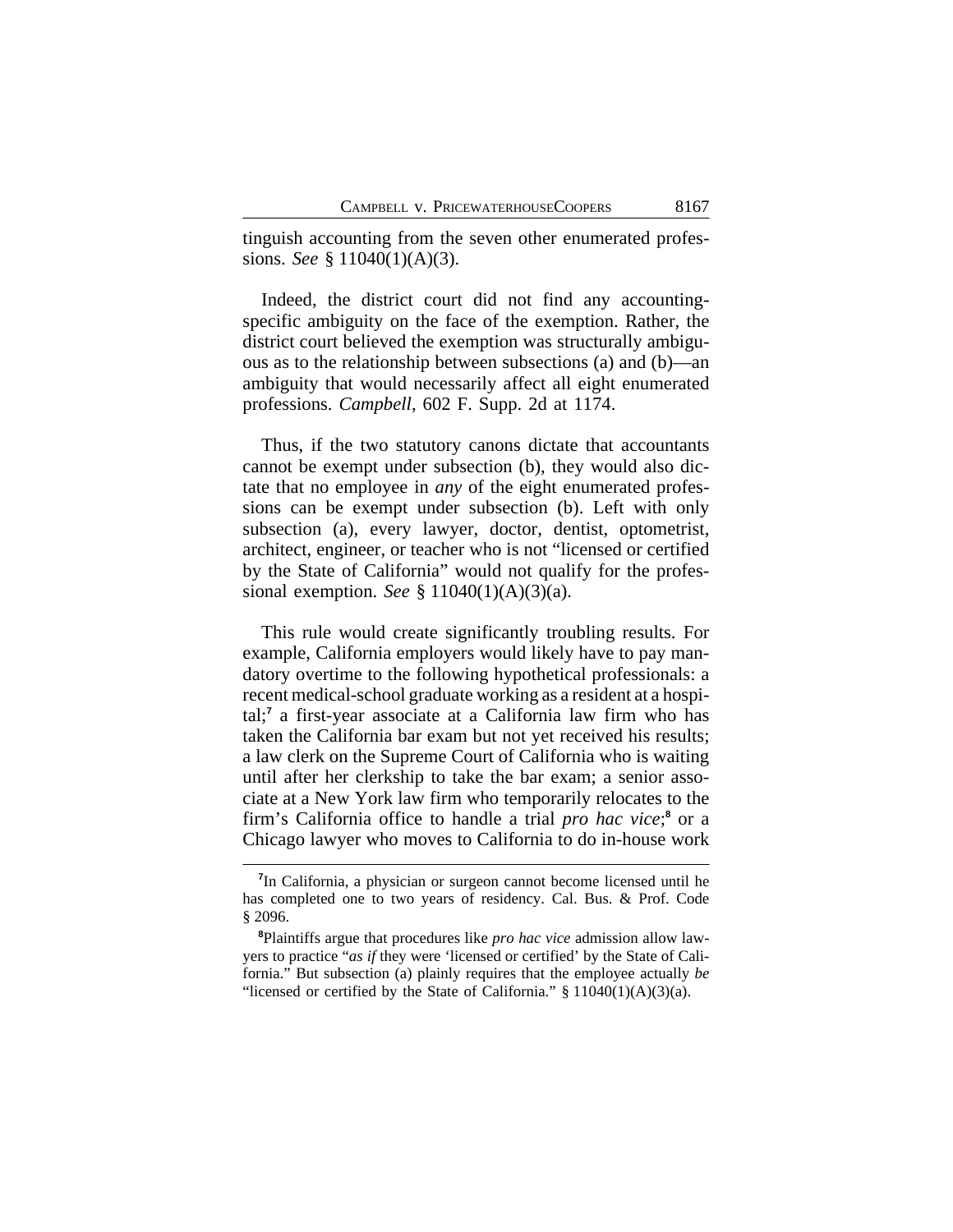tinguish accounting from the seven other enumerated professions. *See* § 11040(1)(A)(3).

Indeed, the district court did not find any accounting-specific ambiguity on the face of the exemption. Rather, the district court believed the exemption was structurally ambiguous as to the relationship between subsections (a) and (b)—an ambiguity that would necessarily affect all eight enumerated professions. *Campbell*, 602 F. Supp. 2d at 1174.

Thus, if the two statutory canons dictate that accountants cannot be exempt under subsection (b), they would also dictate that no employee in *any* of the eight enumerated professions can be exempt under subsection (b). Left with only subsection (a), every lawyer, doctor, dentist, optometrist, architect, engineer, or teacher who is not "licensed or certified by the State of California" would not qualify for the professional exemption. *See* § 11040(1)(A)(3)(a).

This rule would create significantly troubling results. For example, California employers would likely have to pay mandatory overtime to the following hypothetical professionals: a recent medical-school graduate working as a resident at a hospital;[7] a first-year associate at a California law firm who has taken the California bar exam but not yet received his results; a law clerk on the Supreme Court of California who is waiting until after her clerkship to take the bar exam; a senior associate at a New York law firm who temporarily relocates to the firm's California office to handle a trial *pro hac vice*;[8] or a Chicago lawyer who moves to California to do in-house work

---

[7] In California, a physician or surgeon cannot become licensed until he has completed one to two years of residency. Cal. Bus. & Prof. Code § 2096.

[8] Plaintiffs argue that procedures like *pro hac vice* admission allow lawyers to practice "*as if* they were 'licensed or certified' by the State of California." But subsection (a) plainly requires that the employee actually *be* "licensed or certified by the State of California." § 11040(1)(A)(3)(a).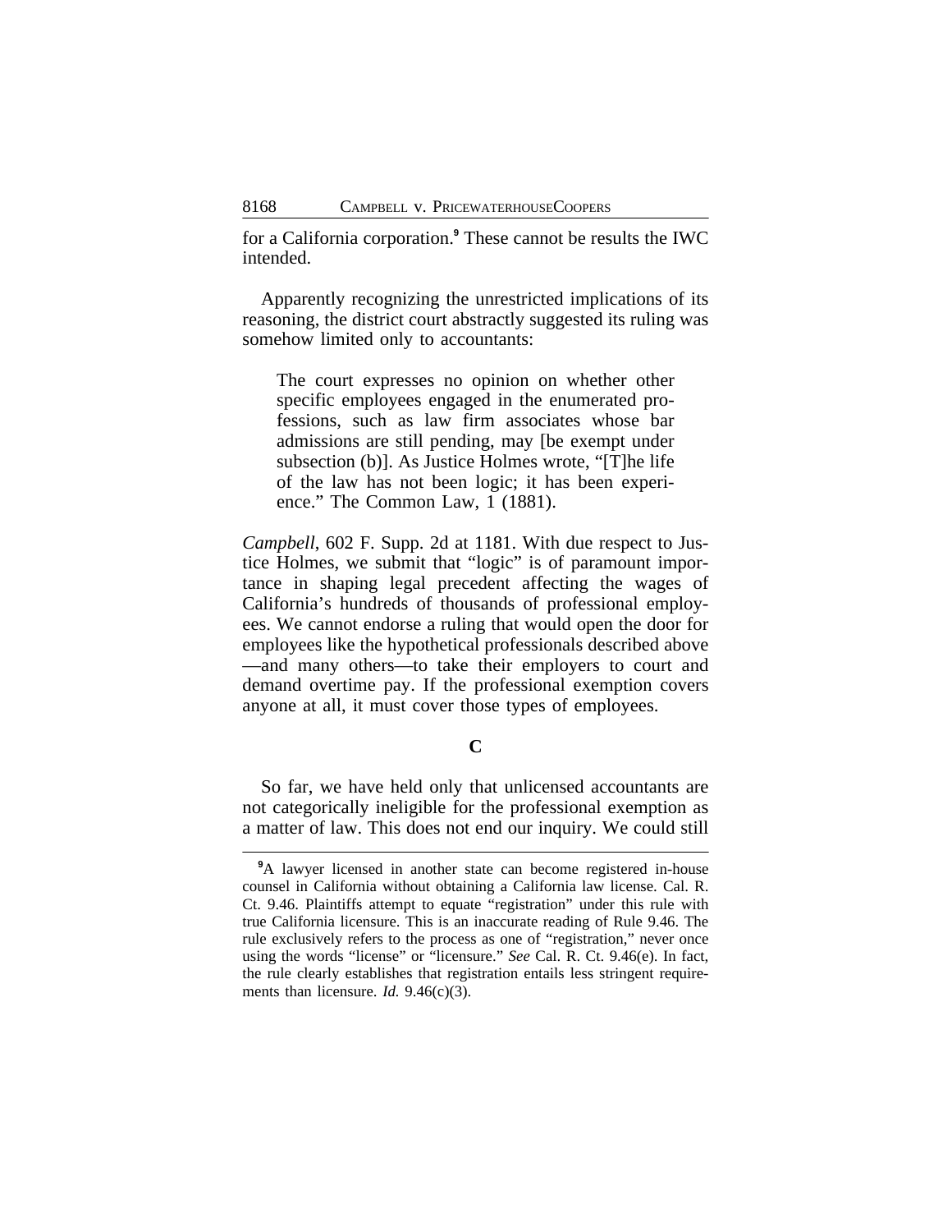for a California corporation.[9] These cannot be results the IWC intended.

Apparently recognizing the unrestricted implications of its reasoning, the district court abstractly suggested its ruling was somehow limited only to accountants:

> The court expresses no opinion on whether other specific employees engaged in the enumerated professions, such as law firm associates whose bar admissions are still pending, may [be exempt under subsection (b)]. As Justice Holmes wrote, "[T]he life of the law has not been logic; it has been experience." The Common Law, 1 (1881).

*Campbell*, 602 F. Supp. 2d at 1181. With due respect to Justice Holmes, we submit that "logic" is of paramount importance in shaping legal precedent affecting the wages of California's hundreds of thousands of professional employees. We cannot endorse a ruling that would open the door for employees like the hypothetical professionals described above —and many others—to take their employers to court and demand overtime pay. If the professional exemption covers anyone at all, it must cover those types of employees.

### C

So far, we have held only that unlicensed accountants are not categorically ineligible for the professional exemption as a matter of law. This does not end our inquiry. We could still

---

[9] A lawyer licensed in another state can become registered in-house counsel in California without obtaining a California law license. Cal. R. Ct. 9.46. Plaintiffs attempt to equate "registration" under this rule with true California licensure. This is an inaccurate reading of Rule 9.46. The rule exclusively refers to the process as one of "registration," never once using the words "license" or "licensure." *See* Cal. R. Ct. 9.46(e). In fact, the rule clearly establishes that registration entails less stringent requirements than licensure. *Id.* 9.46(c)(3).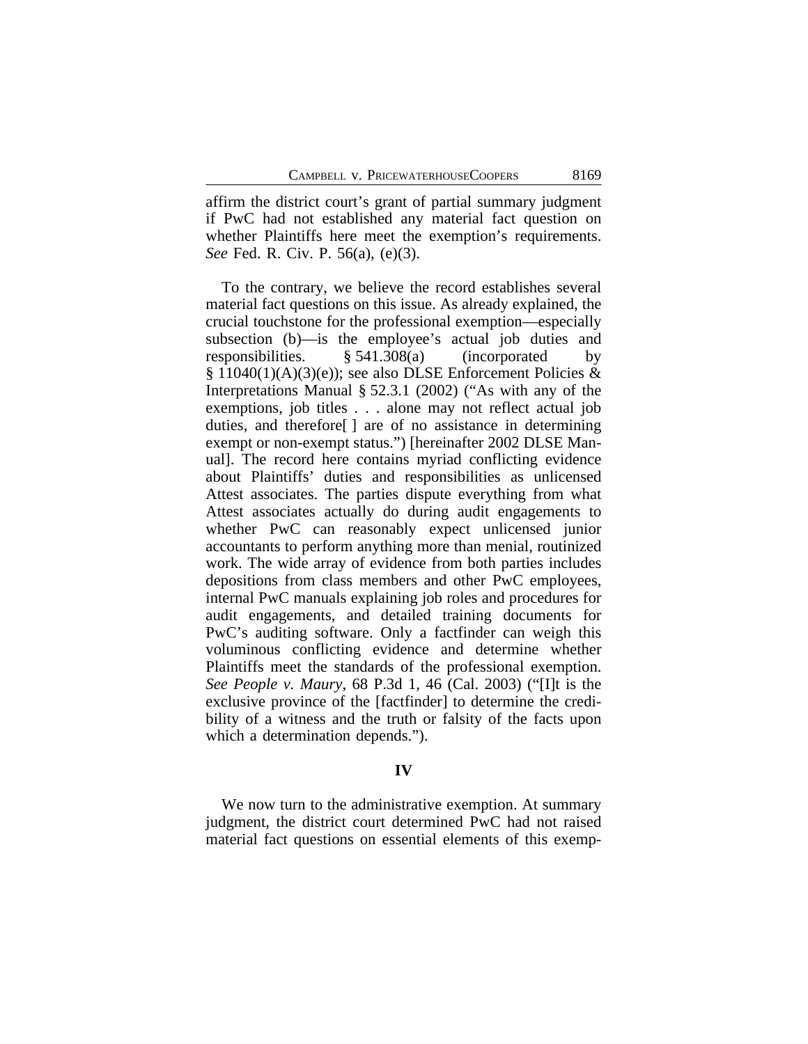affirm the district court's grant of partial summary judgment if PwC had not established any material fact question on whether Plaintiffs here meet the exemption's requirements. *See* Fed. R. Civ. P. 56(a), (e)(3).

To the contrary, we believe the record establishes several material fact questions on this issue. As already explained, the crucial touchstone for the professional exemption—especially subsection (b)—is the employee's actual job duties and responsibilities. § 541.308(a) (incorporated by § 11040(1)(A)(3)(e)); see also DLSE Enforcement Policies & Interpretations Manual § 52.3.1 (2002) ("As with any of the exemptions, job titles . . . alone may not reflect actual job duties, and therefore[ ] are of no assistance in determining exempt or non-exempt status.") [hereinafter 2002 DLSE Manual]. The record here contains myriad conflicting evidence about Plaintiffs' duties and responsibilities as unlicensed Attest associates. The parties dispute everything from what Attest associates actually do during audit engagements to whether PwC can reasonably expect unlicensed junior accountants to perform anything more than menial, routinized work. The wide array of evidence from both parties includes depositions from class members and other PwC employees, internal PwC manuals explaining job roles and procedures for audit engagements, and detailed training documents for PwC's auditing software. Only a factfinder can weigh this voluminous conflicting evidence and determine whether Plaintiffs meet the standards of the professional exemption. *See People v. Maury*, 68 P.3d 1, 46 (Cal. 2003) ("[I]t is the exclusive province of the [factfinder] to determine the credibility of a witness and the truth or falsity of the facts upon which a determination depends.").

## IV

We now turn to the administrative exemption. At summary judgment, the district court determined PwC had not raised material fact questions on essential elements of this exemp-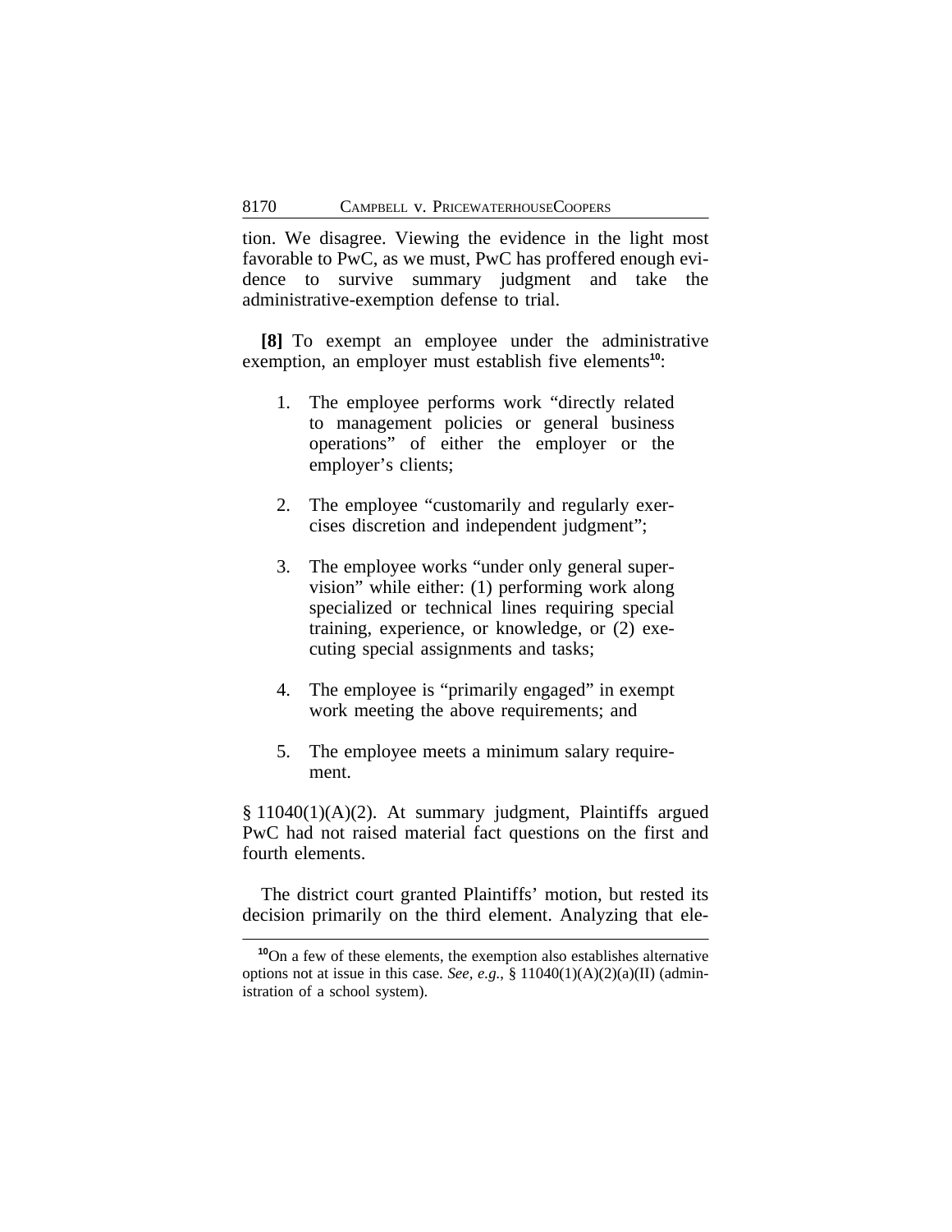tion. We disagree. Viewing the evidence in the light most favorable to PwC, as we must, PwC has proffered enough evidence to survive summary judgment and take the administrative-exemption defense to trial.

**[8]** To exempt an employee under the administrative exemption, an employer must establish five elements[10]:

1. The employee performs work "directly related to management policies or general business operations" of either the employer or the employer's clients;

2. The employee "customarily and regularly exercises discretion and independent judgment";

3. The employee works "under only general supervision" while either: (1) performing work along specialized or technical lines requiring special training, experience, or knowledge, or (2) executing special assignments and tasks;

4. The employee is "primarily engaged" in exempt work meeting the above requirements; and

5. The employee meets a minimum salary requirement.

§ 11040(1)(A)(2). At summary judgment, Plaintiffs argued PwC had not raised material fact questions on the first and fourth elements.

The district court granted Plaintiffs' motion, but rested its decision primarily on the third element. Analyzing that ele-

[10]On a few of these elements, the exemption also establishes alternative options not at issue in this case. *See, e.g.*, § 11040(1)(A)(2)(a)(II) (administration of a school system).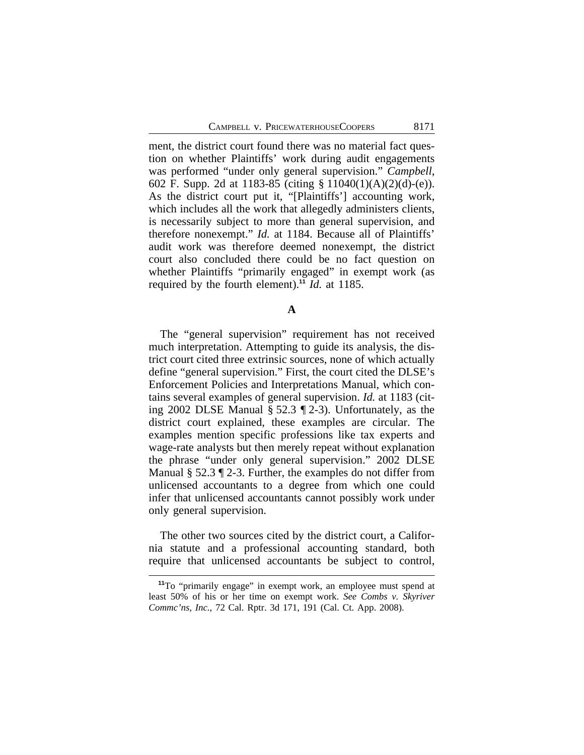ment, the district court found there was no material fact question on whether Plaintiffs' work during audit engagements was performed "under only general supervision." *Campbell*, 602 F. Supp. 2d at 1183-85 (citing § 11040(1)(A)(2)(d)-(e)). As the district court put it, "[Plaintiffs'] accounting work, which includes all the work that allegedly administers clients, is necessarily subject to more than general supervision, and therefore nonexempt." *Id.* at 1184. Because all of Plaintiffs' audit work was therefore deemed nonexempt, the district court also concluded there could be no fact question on whether Plaintiffs "primarily engaged" in exempt work (as required by the fourth element).[11] *Id.* at 1185.

### A

The "general supervision" requirement has not received much interpretation. Attempting to guide its analysis, the district court cited three extrinsic sources, none of which actually define "general supervision." First, the court cited the DLSE's Enforcement Policies and Interpretations Manual, which contains several examples of general supervision. *Id.* at 1183 (citing 2002 DLSE Manual § 52.3 ¶ 2-3). Unfortunately, as the district court explained, these examples are circular. The examples mention specific professions like tax experts and wage-rate analysts but then merely repeat without explanation the phrase "under only general supervision." 2002 DLSE Manual § 52.3 ¶ 2-3. Further, the examples do not differ from unlicensed accountants to a degree from which one could infer that unlicensed accountants cannot possibly work under only general supervision.

The other two sources cited by the district court, a California statute and a professional accounting standard, both require that unlicensed accountants be subject to control,

[11] To "primarily engage" in exempt work, an employee must spend at least 50% of his or her time on exempt work. *See Combs v. Skyriver Commc'ns, Inc.*, 72 Cal. Rptr. 3d 171, 191 (Cal. Ct. App. 2008).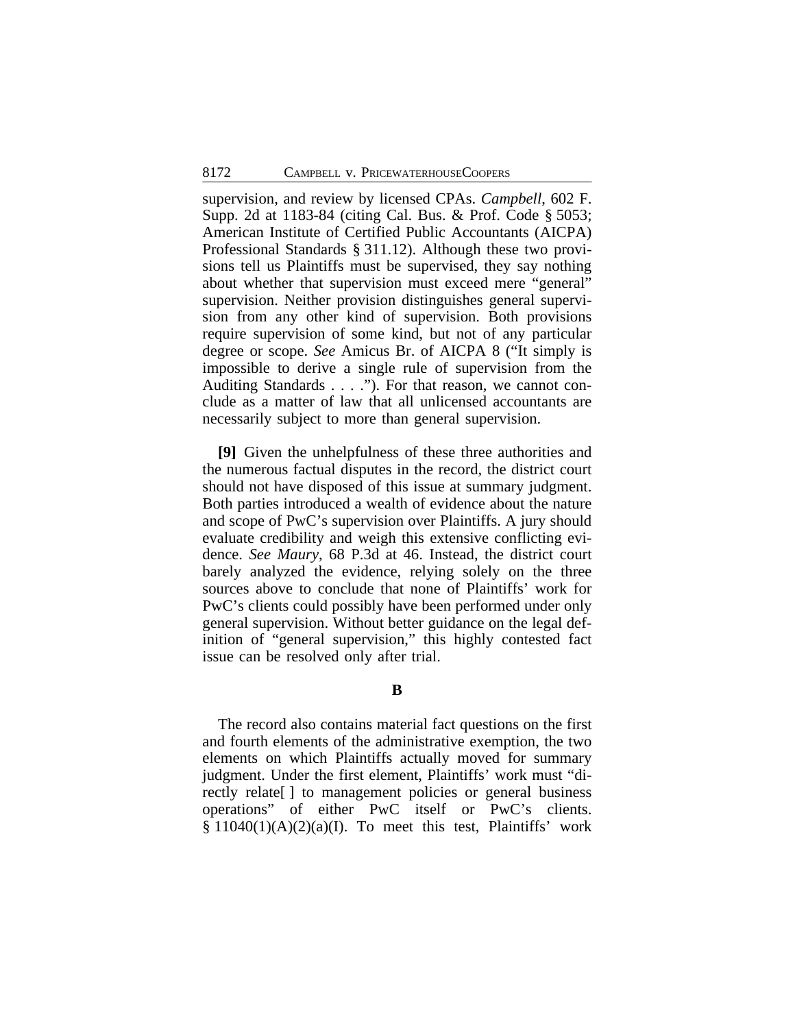supervision, and review by licensed CPAs. *Campbell*, 602 F. Supp. 2d at 1183-84 (citing Cal. Bus. & Prof. Code § 5053; American Institute of Certified Public Accountants (AICPA) Professional Standards § 311.12). Although these two provisions tell us Plaintiffs must be supervised, they say nothing about whether that supervision must exceed mere "general" supervision. Neither provision distinguishes general supervision from any other kind of supervision. Both provisions require supervision of some kind, but not of any particular degree or scope. *See* Amicus Br. of AICPA 8 ("It simply is impossible to derive a single rule of supervision from the Auditing Standards . . . ."). For that reason, we cannot conclude as a matter of law that all unlicensed accountants are necessarily subject to more than general supervision.

**[9]** Given the unhelpfulness of these three authorities and the numerous factual disputes in the record, the district court should not have disposed of this issue at summary judgment. Both parties introduced a wealth of evidence about the nature and scope of PwC's supervision over Plaintiffs. A jury should evaluate credibility and weigh this extensive conflicting evidence. *See Maury*, 68 P.3d at 46. Instead, the district court barely analyzed the evidence, relying solely on the three sources above to conclude that none of Plaintiffs' work for PwC's clients could possibly have been performed under only general supervision. Without better guidance on the legal definition of "general supervision," this highly contested fact issue can be resolved only after trial.

### B

The record also contains material fact questions on the first and fourth elements of the administrative exemption, the two elements on which Plaintiffs actually moved for summary judgment. Under the first element, Plaintiffs' work must "directly relate[ ] to management policies or general business operations" of either PwC itself or PwC's clients. § 11040(1)(A)(2)(a)(I). To meet this test, Plaintiffs' work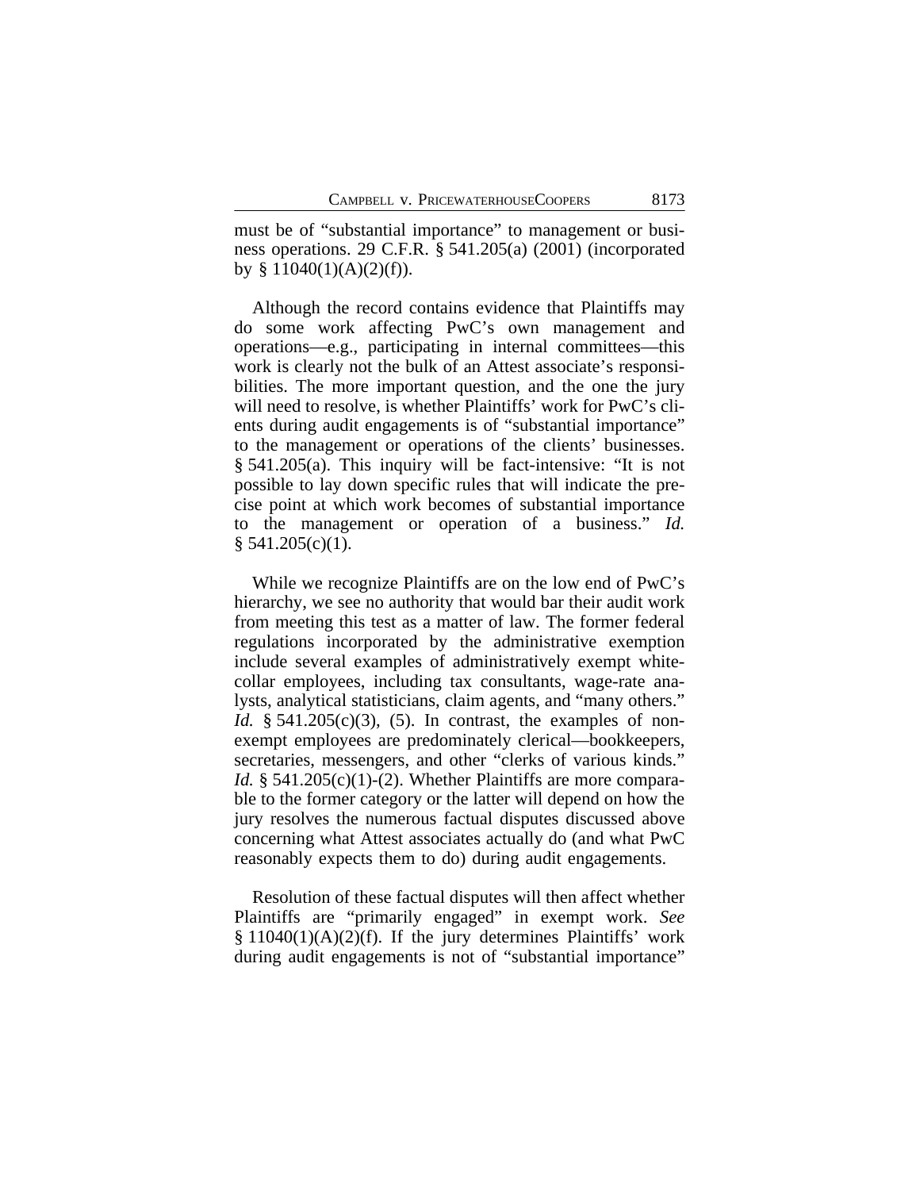must be of "substantial importance" to management or business operations. 29 C.F.R. § 541.205(a) (2001) (incorporated by § 11040(1)(A)(2)(f)).

Although the record contains evidence that Plaintiffs may do some work affecting PwC's own management and operations—e.g., participating in internal committees—this work is clearly not the bulk of an Attest associate's responsibilities. The more important question, and the one the jury will need to resolve, is whether Plaintiffs' work for PwC's clients during audit engagements is of "substantial importance" to the management or operations of the clients' businesses. § 541.205(a). This inquiry will be fact-intensive: "It is not possible to lay down specific rules that will indicate the precise point at which work becomes of substantial importance to the management or operation of a business." *Id.* § 541.205(c)(1).

While we recognize Plaintiffs are on the low end of PwC's hierarchy, we see no authority that would bar their audit work from meeting this test as a matter of law. The former federal regulations incorporated by the administrative exemption include several examples of administratively exempt white-collar employees, including tax consultants, wage-rate analysts, analytical statisticians, claim agents, and "many others." *Id.* § 541.205(c)(3), (5). In contrast, the examples of non-exempt employees are predominately clerical—bookkeepers, secretaries, messengers, and other "clerks of various kinds." *Id.* § 541.205(c)(1)-(2). Whether Plaintiffs are more comparable to the former category or the latter will depend on how the jury resolves the numerous factual disputes discussed above concerning what Attest associates actually do (and what PwC reasonably expects them to do) during audit engagements.

Resolution of these factual disputes will then affect whether Plaintiffs are "primarily engaged" in exempt work. *See* § 11040(1)(A)(2)(f). If the jury determines Plaintiffs' work during audit engagements is not of "substantial importance"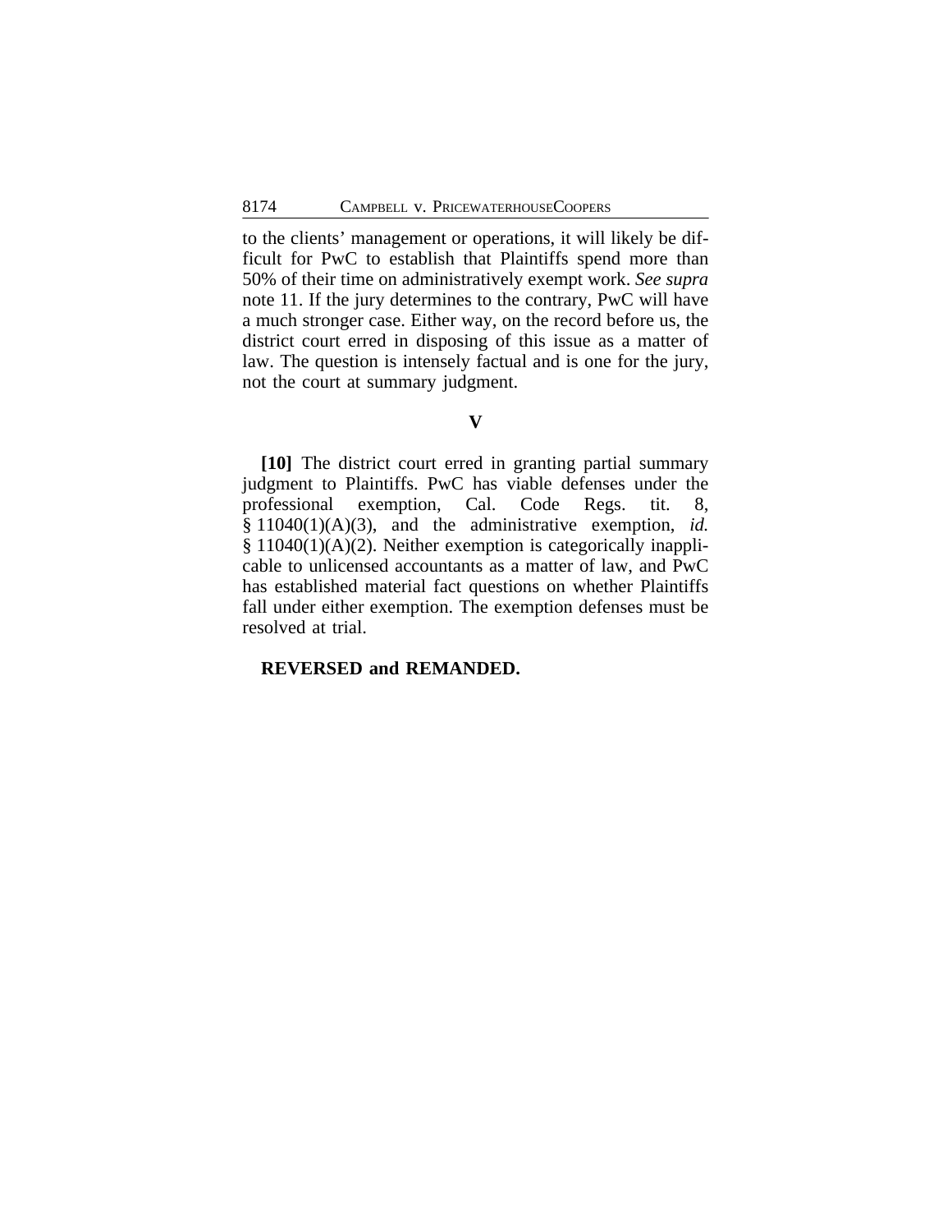to the clients' management or operations, it will likely be difficult for PwC to establish that Plaintiffs spend more than 50% of their time on administratively exempt work. *See supra* note 11. If the jury determines to the contrary, PwC will have a much stronger case. Either way, on the record before us, the district court erred in disposing of this issue as a matter of law. The question is intensely factual and is one for the jury, not the court at summary judgment.

## V

**[10]** The district court erred in granting partial summary judgment to Plaintiffs. PwC has viable defenses under the professional exemption, Cal. Code Regs. tit. 8, § 11040(1)(A)(3), and the administrative exemption, *id.* § 11040(1)(A)(2). Neither exemption is categorically inapplicable to unlicensed accountants as a matter of law, and PwC has established material fact questions on whether Plaintiffs fall under either exemption. The exemption defenses must be resolved at trial.

**REVERSED and REMANDED.**